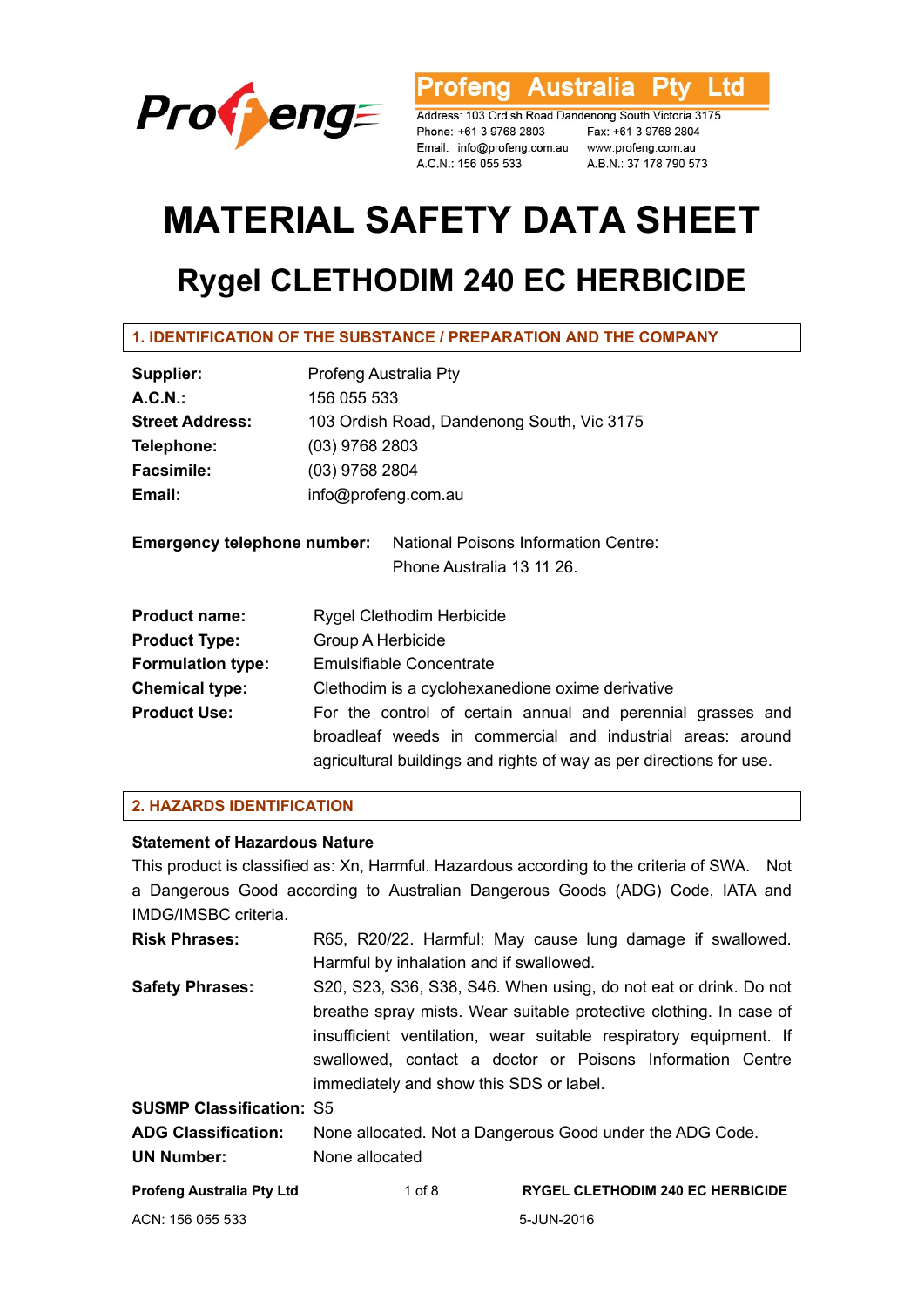Profeng Australia Pty Ltd

Address: 103 Ordish Road Dandenong South Victoria 3175
Phone: +61 3 9768 2803 Fax: +61 3 9768 2804
Email: info@profeng.com.au www.profeng.com.au
A.C.N.: 156 055 533 A.B.N.: 37 178 790 573

# MATERIAL SAFETY DATA SHEET

## Rygel CLETHODIM 240 EC HERBICIDE

### 1. IDENTIFICATION OF THE SUBSTANCE / PREPARATION AND THE COMPANY

| | |
|---|---|
| **Supplier:** | Profeng Australia Pty |
| **A.C.N.:** | 156 055 533 |
| **Street Address:** | 103 Ordish Road, Dandenong South, Vic 3175 |
| **Telephone:** | (03) 9768 2803 |
| **Facsimile:** | (03) 9768 2804 |
| **Email:** | info@profeng.com.au |

**Emergency telephone number:** National Poisons Information Centre: Phone Australia 13 11 26.

| | |
|---|---|
| **Product name:** | Rygel Clethodim Herbicide |
| **Product Type:** | Group A Herbicide |
| **Formulation type:** | Emulsifiable Concentrate |
| **Chemical type:** | Clethodim is a cyclohexanedione oxime derivative |
| **Product Use:** | For the control of certain annual and perennial grasses and broadleaf weeds in commercial and industrial areas: around agricultural buildings and rights of way as per directions for use. |

### 2. HAZARDS IDENTIFICATION

**Statement of Hazardous Nature**

This product is classified as: Xn, Harmful. Hazardous according to the criteria of SWA. Not a Dangerous Good according to Australian Dangerous Goods (ADG) Code, IATA and IMDG/IMSBC criteria.

| | |
|---|---|
| **Risk Phrases:** | R65, R20/22. Harmful: May cause lung damage if swallowed. Harmful by inhalation and if swallowed. |
| **Safety Phrases:** | S20, S23, S36, S38, S46. When using, do not eat or drink. Do not breathe spray mists. Wear suitable protective clothing. In case of insufficient ventilation, wear suitable respiratory equipment. If swallowed, contact a doctor or Poisons Information Centre immediately and show this SDS or label. |
| **SUSMP Classification:** | S5 |
| **ADG Classification:** | None allocated. Not a Dangerous Good under the ADG Code. |
| **UN Number:** | None allocated |

ACN: 156 055 533 5-JUN-2016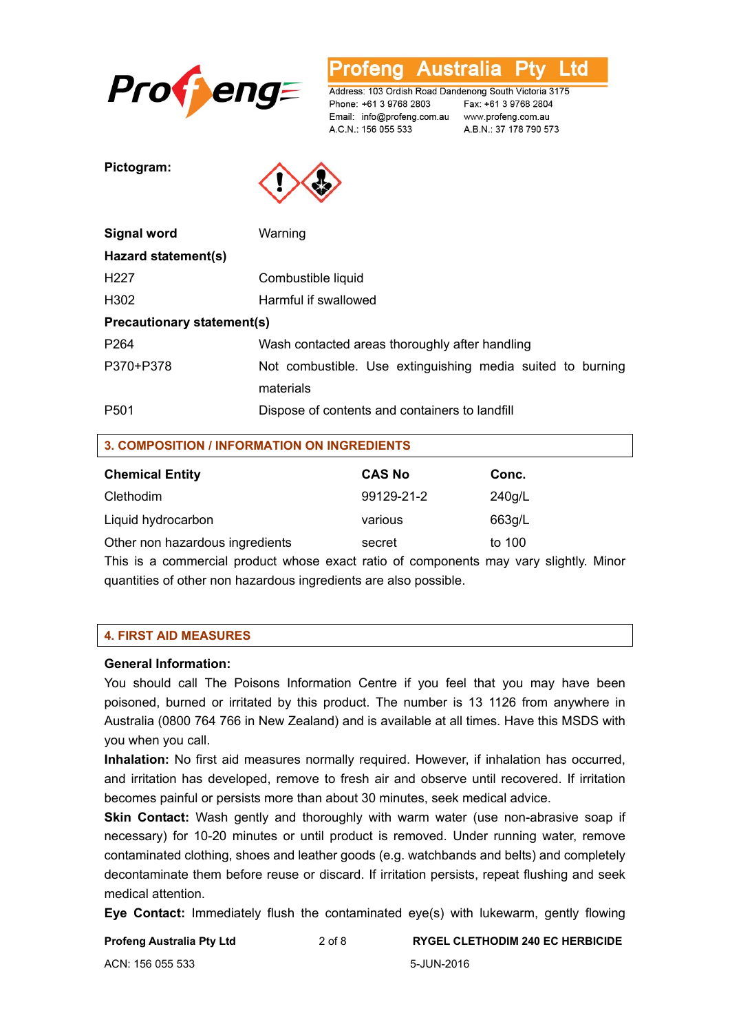**Pictogram:**

| | |
|---|---|
| **Signal word** | Warning |
| **Hazard statement(s)** | |
| H227 | Combustible liquid |
| H302 | Harmful if swallowed |
| **Precautionary statement(s)** | |
| P264 | Wash contacted areas thoroughly after handling |
| P370+P378 | Not combustible. Use extinguishing media suited to burning materials |
| P501 | Dispose of contents and containers to landfill |

## 3. COMPOSITION / INFORMATION ON INGREDIENTS

| Chemical Entity | CAS No | Conc. |
|---|---|---|
| Clethodim | 99129-21-2 | 240g/L |
| Liquid hydrocarbon | various | 663g/L |
| Other non hazardous ingredients | secret | to 100 |

This is a commercial product whose exact ratio of components may vary slightly. Minor quantities of other non hazardous ingredients are also possible.

## 4. FIRST AID MEASURES

**General Information:**

You should call The Poisons Information Centre if you feel that you may have been poisoned, burned or irritated by this product. The number is 13 1126 from anywhere in Australia (0800 764 766 in New Zealand) and is available at all times. Have this MSDS with you when you call.

**Inhalation:** No first aid measures normally required. However, if inhalation has occurred, and irritation has developed, remove to fresh air and observe until recovered. If irritation becomes painful or persists more than about 30 minutes, seek medical advice.

**Skin Contact:** Wash gently and thoroughly with warm water (use non-abrasive soap if necessary) for 10-20 minutes or until product is removed. Under running water, remove contaminated clothing, shoes and leather goods (e.g. watchbands and belts) and completely decontaminate them before reuse or discard. If irritation persists, repeat flushing and seek medical attention.

**Eye Contact:** Immediately flush the contaminated eye(s) with lukewarm, gently flowing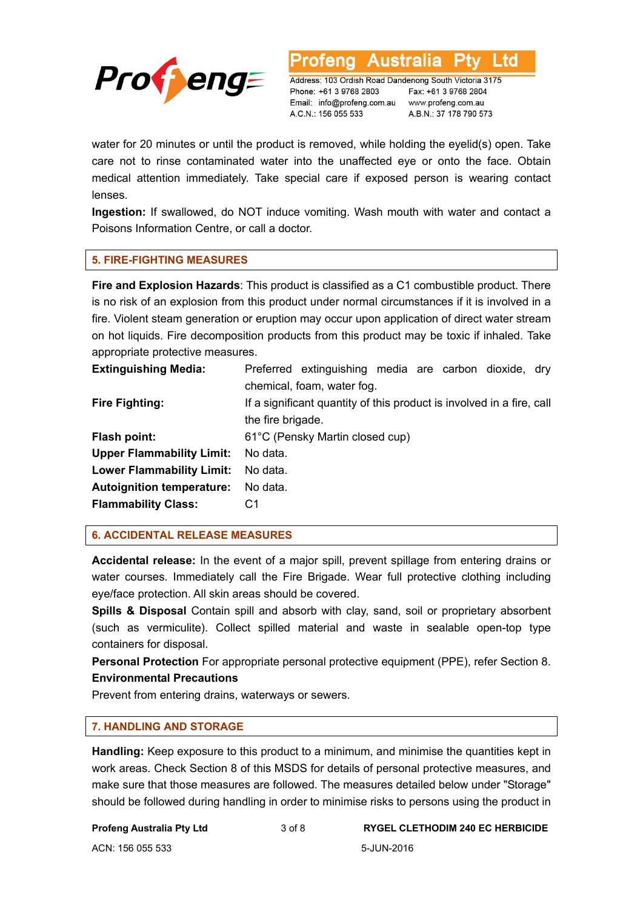water for 20 minutes or until the product is removed, while holding the eyelid(s) open. Take care not to rinse contaminated water into the unaffected eye or onto the face. Obtain medical attention immediately. Take special care if exposed person is wearing contact lenses.

**Ingestion:** If swallowed, do NOT induce vomiting. Wash mouth with water and contact a Poisons Information Centre, or call a doctor.

## 5. FIRE-FIGHTING MEASURES

**Fire and Explosion Hazards**: This product is classified as a C1 combustible product. There is no risk of an explosion from this product under normal circumstances if it is involved in a fire. Violent steam generation or eruption may occur upon application of direct water stream on hot liquids. Fire decomposition products from this product may be toxic if inhaled. Take appropriate protective measures.

| | |
|---|---|
| **Extinguishing Media:** | Preferred extinguishing media are carbon dioxide, dry chemical, foam, water fog. |
| **Fire Fighting:** | If a significant quantity of this product is involved in a fire, call the fire brigade. |
| **Flash point:** | 61°C (Pensky Martin closed cup) |
| **Upper Flammability Limit:** | No data. |
| **Lower Flammability Limit:** | No data. |
| **Autoignition temperature:** | No data. |
| **Flammability Class:** | C1 |

## 6. ACCIDENTAL RELEASE MEASURES

**Accidental release:** In the event of a major spill, prevent spillage from entering drains or water courses. Immediately call the Fire Brigade. Wear full protective clothing including eye/face protection. All skin areas should be covered.

**Spills & Disposal** Contain spill and absorb with clay, sand, soil or proprietary absorbent (such as vermiculite). Collect spilled material and waste in sealable open-top type containers for disposal.

**Personal Protection** For appropriate personal protective equipment (PPE), refer Section 8.

**Environmental Precautions**

Prevent from entering drains, waterways or sewers.

## 7. HANDLING AND STORAGE

**Handling:** Keep exposure to this product to a minimum, and minimise the quantities kept in work areas. Check Section 8 of this MSDS for details of personal protective measures, and make sure that those measures are followed. The measures detailed below under "Storage" should be followed during handling in order to minimise risks to persons using the product in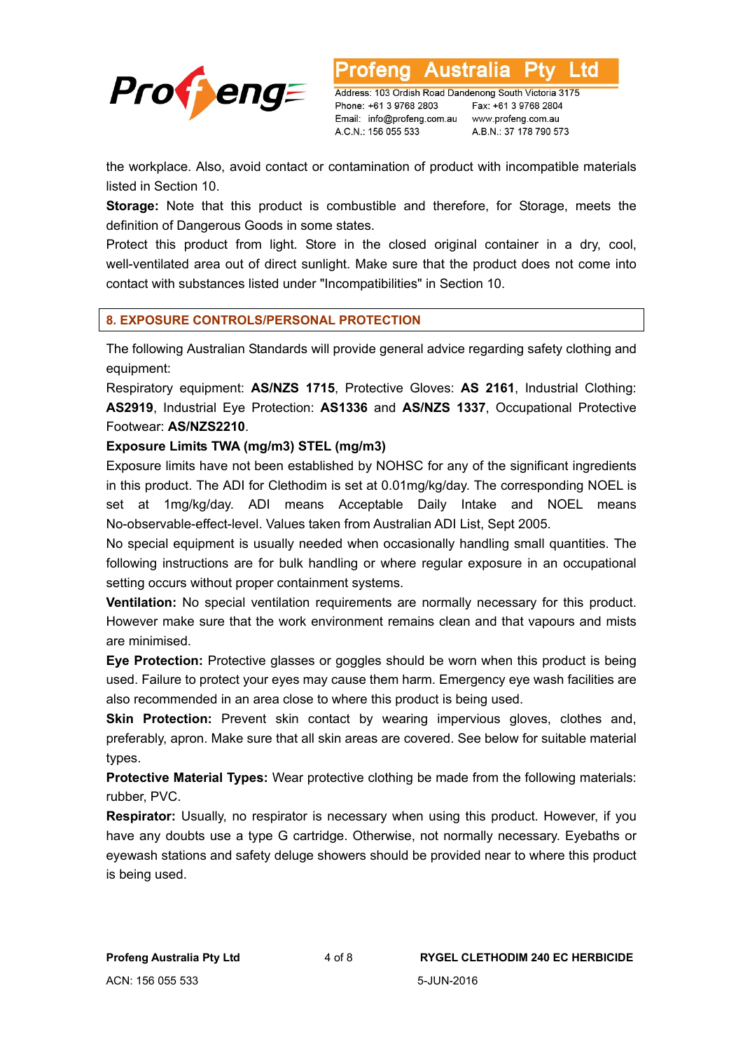the workplace. Also, avoid contact or contamination of product with incompatible materials listed in Section 10.

**Storage:** Note that this product is combustible and therefore, for Storage, meets the definition of Dangerous Goods in some states.

Protect this product from light. Store in the closed original container in a dry, cool, well-ventilated area out of direct sunlight. Make sure that the product does not come into contact with substances listed under "Incompatibilities" in Section 10.

## 8. EXPOSURE CONTROLS/PERSONAL PROTECTION

The following Australian Standards will provide general advice regarding safety clothing and equipment:

Respiratory equipment: **AS/NZS 1715**, Protective Gloves: **AS 2161**, Industrial Clothing: **AS2919**, Industrial Eye Protection: **AS1336** and **AS/NZS 1337**, Occupational Protective Footwear: **AS/NZS2210**.

**Exposure Limits TWA (mg/m3) STEL (mg/m3)**

Exposure limits have not been established by NOHSC for any of the significant ingredients in this product. The ADI for Clethodim is set at 0.01mg/kg/day. The corresponding NOEL is set at 1mg/kg/day. ADI means Acceptable Daily Intake and NOEL means No-observable-effect-level. Values taken from Australian ADI List, Sept 2005.

No special equipment is usually needed when occasionally handling small quantities. The following instructions are for bulk handling or where regular exposure in an occupational setting occurs without proper containment systems.

**Ventilation:** No special ventilation requirements are normally necessary for this product. However make sure that the work environment remains clean and that vapours and mists are minimised.

**Eye Protection:** Protective glasses or goggles should be worn when this product is being used. Failure to protect your eyes may cause them harm. Emergency eye wash facilities are also recommended in an area close to where this product is being used.

**Skin Protection:** Prevent skin contact by wearing impervious gloves, clothes and, preferably, apron. Make sure that all skin areas are covered. See below for suitable material types.

**Protective Material Types:** Wear protective clothing be made from the following materials: rubber, PVC.

**Respirator:** Usually, no respirator is necessary when using this product. However, if you have any doubts use a type G cartridge. Otherwise, not normally necessary. Eyebaths or eyewash stations and safety deluge showers should be provided near to where this product is being used.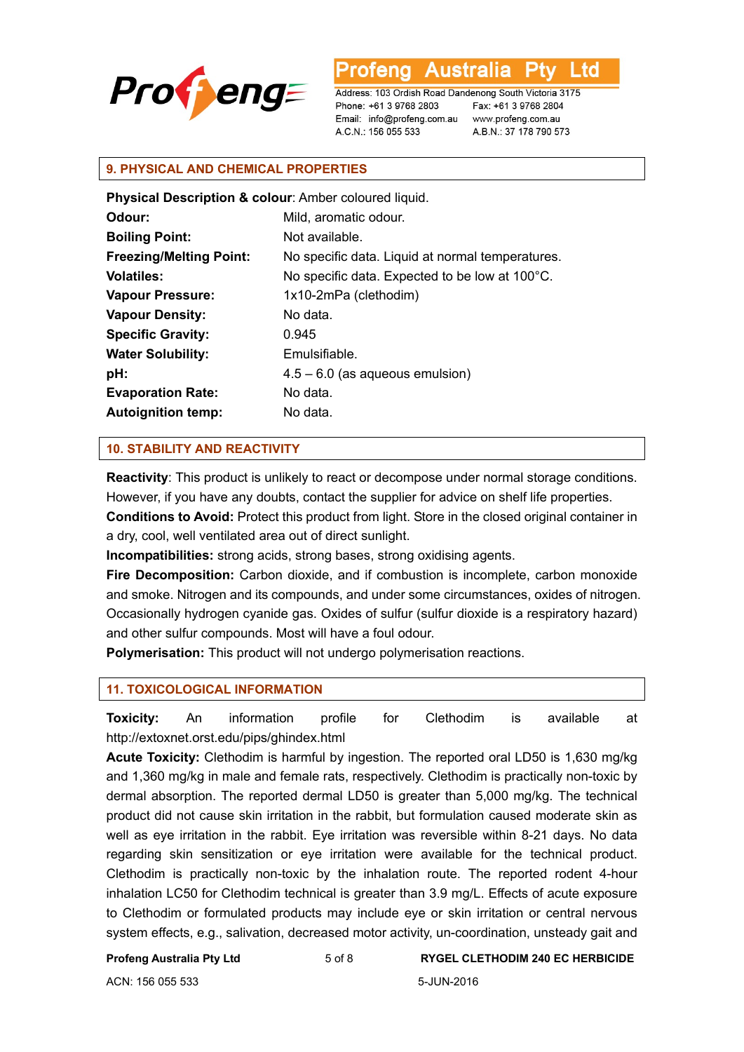## 9. PHYSICAL AND CHEMICAL PROPERTIES

**Physical Description & colour**: Amber coloured liquid.

| | |
|---|---|
| **Odour:** | Mild, aromatic odour. |
| **Boiling Point:** | Not available. |
| **Freezing/Melting Point:** | No specific data. Liquid at normal temperatures. |
| **Volatiles:** | No specific data. Expected to be low at 100°C. |
| **Vapour Pressure:** | 1x10-2mPa (clethodim) |
| **Vapour Density:** | No data. |
| **Specific Gravity:** | 0.945 |
| **Water Solubility:** | Emulsifiable. |
| **pH:** | 4.5 – 6.0 (as aqueous emulsion) |
| **Evaporation Rate:** | No data. |
| **Autoignition temp:** | No data. |

## 10. STABILITY AND REACTIVITY

**Reactivity**: This product is unlikely to react or decompose under normal storage conditions. However, if you have any doubts, contact the supplier for advice on shelf life properties.

**Conditions to Avoid:** Protect this product from light. Store in the closed original container in a dry, cool, well ventilated area out of direct sunlight.

**Incompatibilities:** strong acids, strong bases, strong oxidising agents.

**Fire Decomposition:** Carbon dioxide, and if combustion is incomplete, carbon monoxide and smoke. Nitrogen and its compounds, and under some circumstances, oxides of nitrogen. Occasionally hydrogen cyanide gas. Oxides of sulfur (sulfur dioxide is a respiratory hazard) and other sulfur compounds. Most will have a foul odour.

**Polymerisation:** This product will not undergo polymerisation reactions.

## 11. TOXICOLOGICAL INFORMATION

**Toxicity:** An information profile for Clethodim is available at http://extoxnet.orst.edu/pips/ghindex.html

**Acute Toxicity:** Clethodim is harmful by ingestion. The reported oral LD50 is 1,630 mg/kg and 1,360 mg/kg in male and female rats, respectively. Clethodim is practically non-toxic by dermal absorption. The reported dermal LD50 is greater than 5,000 mg/kg. The technical product did not cause skin irritation in the rabbit, but formulation caused moderate skin as well as eye irritation in the rabbit. Eye irritation was reversible within 8-21 days. No data regarding skin sensitization or eye irritation were available for the technical product. Clethodim is practically non-toxic by the inhalation route. The reported rodent 4-hour inhalation LC50 for Clethodim technical is greater than 3.9 mg/L. Effects of acute exposure to Clethodim or formulated products may include eye or skin irritation or central nervous system effects, e.g., salivation, decreased motor activity, un-coordination, unsteady gait and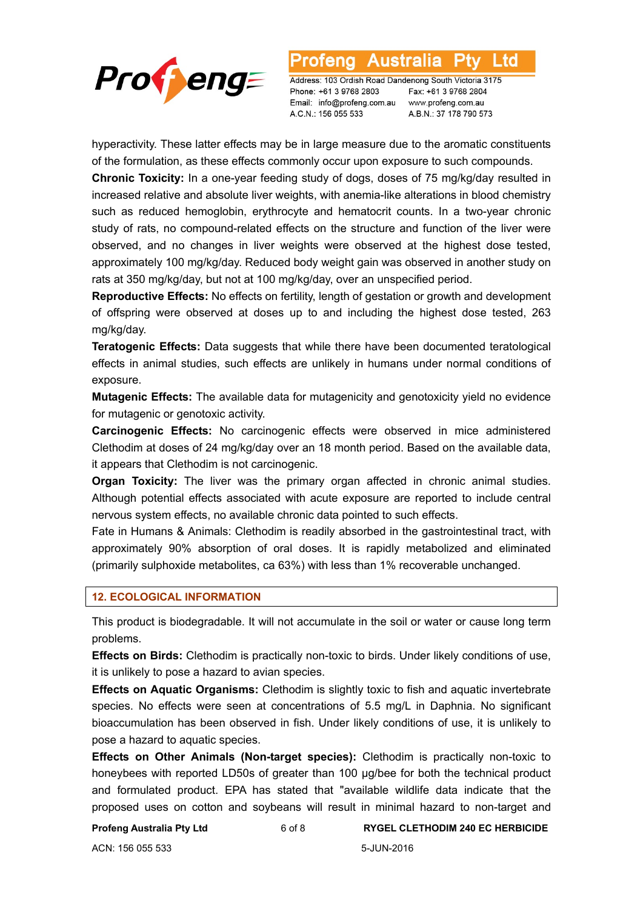hyperactivity. These latter effects may be in large measure due to the aromatic constituents of the formulation, as these effects commonly occur upon exposure to such compounds.

**Chronic Toxicity:** In a one-year feeding study of dogs, doses of 75 mg/kg/day resulted in increased relative and absolute liver weights, with anemia-like alterations in blood chemistry such as reduced hemoglobin, erythrocyte and hematocrit counts. In a two-year chronic study of rats, no compound-related effects on the structure and function of the liver were observed, and no changes in liver weights were observed at the highest dose tested, approximately 100 mg/kg/day. Reduced body weight gain was observed in another study on rats at 350 mg/kg/day, but not at 100 mg/kg/day, over an unspecified period.

**Reproductive Effects:** No effects on fertility, length of gestation or growth and development of offspring were observed at doses up to and including the highest dose tested, 263 mg/kg/day.

**Teratogenic Effects:** Data suggests that while there have been documented teratological effects in animal studies, such effects are unlikely in humans under normal conditions of exposure.

**Mutagenic Effects:** The available data for mutagenicity and genotoxicity yield no evidence for mutagenic or genotoxic activity.

**Carcinogenic Effects:** No carcinogenic effects were observed in mice administered Clethodim at doses of 24 mg/kg/day over an 18 month period. Based on the available data, it appears that Clethodim is not carcinogenic.

**Organ Toxicity:** The liver was the primary organ affected in chronic animal studies. Although potential effects associated with acute exposure are reported to include central nervous system effects, no available chronic data pointed to such effects.

Fate in Humans & Animals: Clethodim is readily absorbed in the gastrointestinal tract, with approximately 90% absorption of oral doses. It is rapidly metabolized and eliminated (primarily sulphoxide metabolites, ca 63%) with less than 1% recoverable unchanged.

## 12. ECOLOGICAL INFORMATION

This product is biodegradable. It will not accumulate in the soil or water or cause long term problems.

**Effects on Birds:** Clethodim is practically non-toxic to birds. Under likely conditions of use, it is unlikely to pose a hazard to avian species.

**Effects on Aquatic Organisms:** Clethodim is slightly toxic to fish and aquatic invertebrate species. No effects were seen at concentrations of 5.5 mg/L in Daphnia. No significant bioaccumulation has been observed in fish. Under likely conditions of use, it is unlikely to pose a hazard to aquatic species.

**Effects on Other Animals (Non-target species):** Clethodim is practically non-toxic to honeybees with reported LD50s of greater than 100 µg/bee for both the technical product and formulated product. EPA has stated that "available wildlife data indicate that the proposed uses on cotton and soybeans will result in minimal hazard to non-target and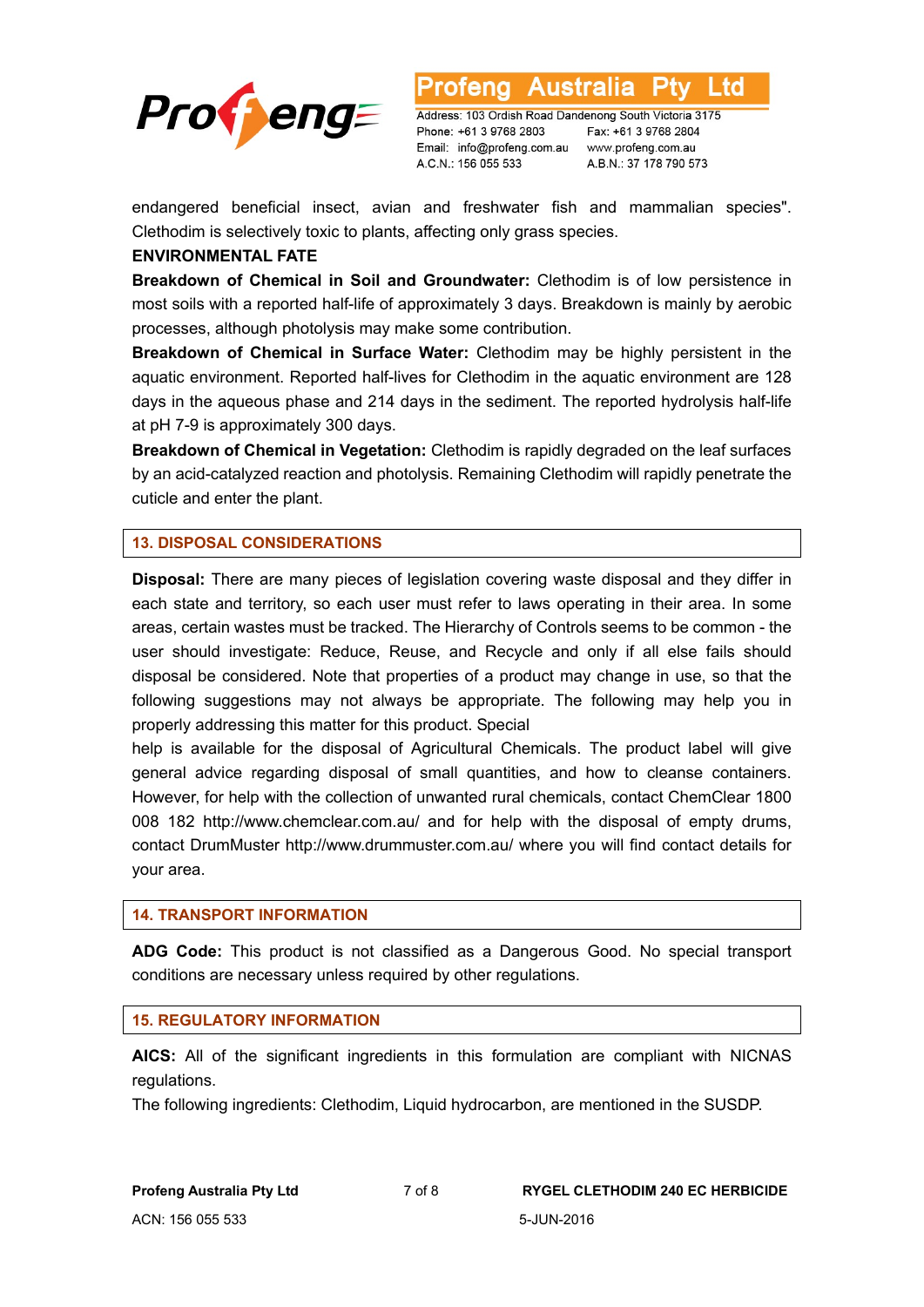endangered beneficial insect, avian and freshwater fish and mammalian species". Clethodim is selectively toxic to plants, affecting only grass species.

**ENVIRONMENTAL FATE**

**Breakdown of Chemical in Soil and Groundwater:** Clethodim is of low persistence in most soils with a reported half-life of approximately 3 days. Breakdown is mainly by aerobic processes, although photolysis may make some contribution.

**Breakdown of Chemical in Surface Water:** Clethodim may be highly persistent in the aquatic environment. Reported half-lives for Clethodim in the aquatic environment are 128 days in the aqueous phase and 214 days in the sediment. The reported hydrolysis half-life at pH 7-9 is approximately 300 days.

**Breakdown of Chemical in Vegetation:** Clethodim is rapidly degraded on the leaf surfaces by an acid-catalyzed reaction and photolysis. Remaining Clethodim will rapidly penetrate the cuticle and enter the plant.

## 13. DISPOSAL CONSIDERATIONS

**Disposal:** There are many pieces of legislation covering waste disposal and they differ in each state and territory, so each user must refer to laws operating in their area. In some areas, certain wastes must be tracked. The Hierarchy of Controls seems to be common - the user should investigate: Reduce, Reuse, and Recycle and only if all else fails should disposal be considered. Note that properties of a product may change in use, so that the following suggestions may not always be appropriate. The following may help you in properly addressing this matter for this product. Special help is available for the disposal of Agricultural Chemicals. The product label will give general advice regarding disposal of small quantities, and how to cleanse containers. However, for help with the collection of unwanted rural chemicals, contact ChemClear 1800 008 182 http://www.chemclear.com.au/ and for help with the disposal of empty drums, contact DrumMuster http://www.drummuster.com.au/ where you will find contact details for your area.

## 14. TRANSPORT INFORMATION

**ADG Code:** This product is not classified as a Dangerous Good. No special transport conditions are necessary unless required by other regulations.

## 15. REGULATORY INFORMATION

**AICS:** All of the significant ingredients in this formulation are compliant with NICNAS regulations.

The following ingredients: Clethodim, Liquid hydrocarbon, are mentioned in the SUSDP.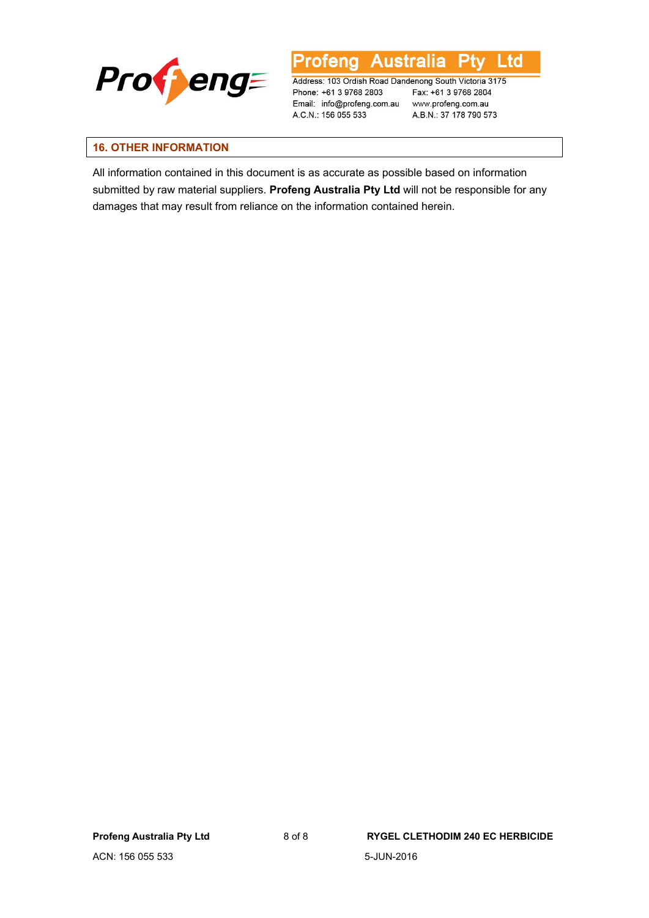## 16. OTHER INFORMATION

All information contained in this document is as accurate as possible based on information submitted by raw material suppliers. **Profeng Australia Pty Ltd** will not be responsible for any damages that may result from reliance on the information contained herein.